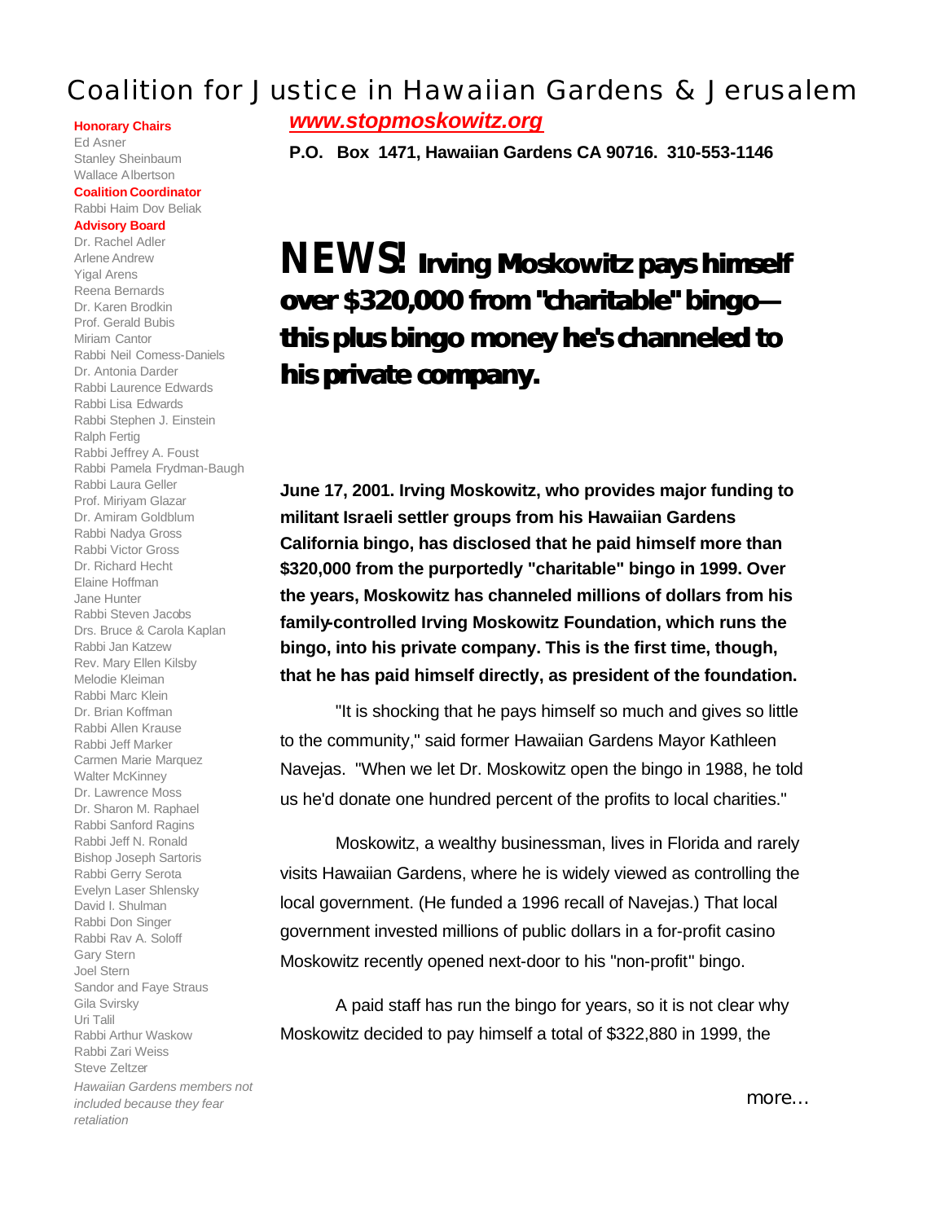# Coalition for Justice in Hawaiian Gardens & Jerusalem

***www.stopmoskowitz.org***

**P.O. Box 1471, Hawaiian Gardens CA 90716. 310-553-1146**

**Honorary Chairs**
Ed Asner
Stanley Sheinbaum
Wallace Albertson

**Coalition Coordinator**
Rabbi Haim Dov Beliak

**Advisory Board**
Dr. Rachel Adler
Arlene Andrew
Yigal Arens
Reena Bernards
Dr. Karen Brodkin
Prof. Gerald Bubis
Miriam Cantor
Rabbi Neil Comess-Daniels
Dr. Antonia Darder
Rabbi Laurence Edwards
Rabbi Lisa Edwards
Rabbi Stephen J. Einstein
Ralph Fertig
Rabbi Jeffrey A. Foust
Rabbi Pamela Frydman-Baugh
Rabbi Laura Geller
Prof. Miriyam Glazar
Dr. Amiram Goldblum
Rabbi Nadya Gross
Rabbi Victor Gross
Dr. Richard Hecht
Elaine Hoffman
Jane Hunter
Rabbi Steven Jacobs
Drs. Bruce & Carola Kaplan
Rabbi Jan Katzew
Rev. Mary Ellen Kilsby
Melodie Kleiman
Rabbi Marc Klein
Dr. Brian Koffman
Rabbi Allen Krause
Rabbi Jeff Marker
Carmen Marie Marquez
Walter McKinney
Dr. Lawrence Moss
Dr. Sharon M. Raphael
Rabbi Sanford Ragins
Rabbi Jeff N. Ronald
Bishop Joseph Sartoris
Rabbi Gerry Serota
Evelyn Laser Shlensky
David I. Shulman
Rabbi Don Singer
Rabbi Rav A. Soloff
Gary Stern
Joel Stern
Sandor and Faye Straus
Gila Svirsky
Uri Talil
Rabbi Arthur Waskow
Rabbi Zari Weiss
Steve Zeltzer

*Hawaiian Gardens members not included because they fear retaliation*

## NEWS! Irving Moskowitz pays himself over $320,000 from "charitable" bingo—this plus bingo money he's channeled to his private company.

**June 17, 2001. Irving Moskowitz, who provides major funding to militant Israeli settler groups from his Hawaiian Gardens California bingo, has disclosed that he paid himself more than $320,000 from the purportedly "charitable" bingo in 1999. Over the years, Moskowitz has channeled millions of dollars from his family-controlled Irving Moskowitz Foundation, which runs the bingo, into his private company. This is the first time, though, that he has paid himself directly, as president of the foundation.**

"It is shocking that he pays himself so much and gives so little to the community," said former Hawaiian Gardens Mayor Kathleen Navejas. "When we let Dr. Moskowitz open the bingo in 1988, he told us he'd donate one hundred percent of the profits to local charities."

Moskowitz, a wealthy businessman, lives in Florida and rarely visits Hawaiian Gardens, where he is widely viewed as controlling the local government. (He funded a 1996 recall of Navejas.) That local government invested millions of public dollars in a for-profit casino Moskowitz recently opened next-door to his "non-profit" bingo.

A paid staff has run the bingo for years, so it is not clear why Moskowitz decided to pay himself a total of $322,880 in 1999, the

more...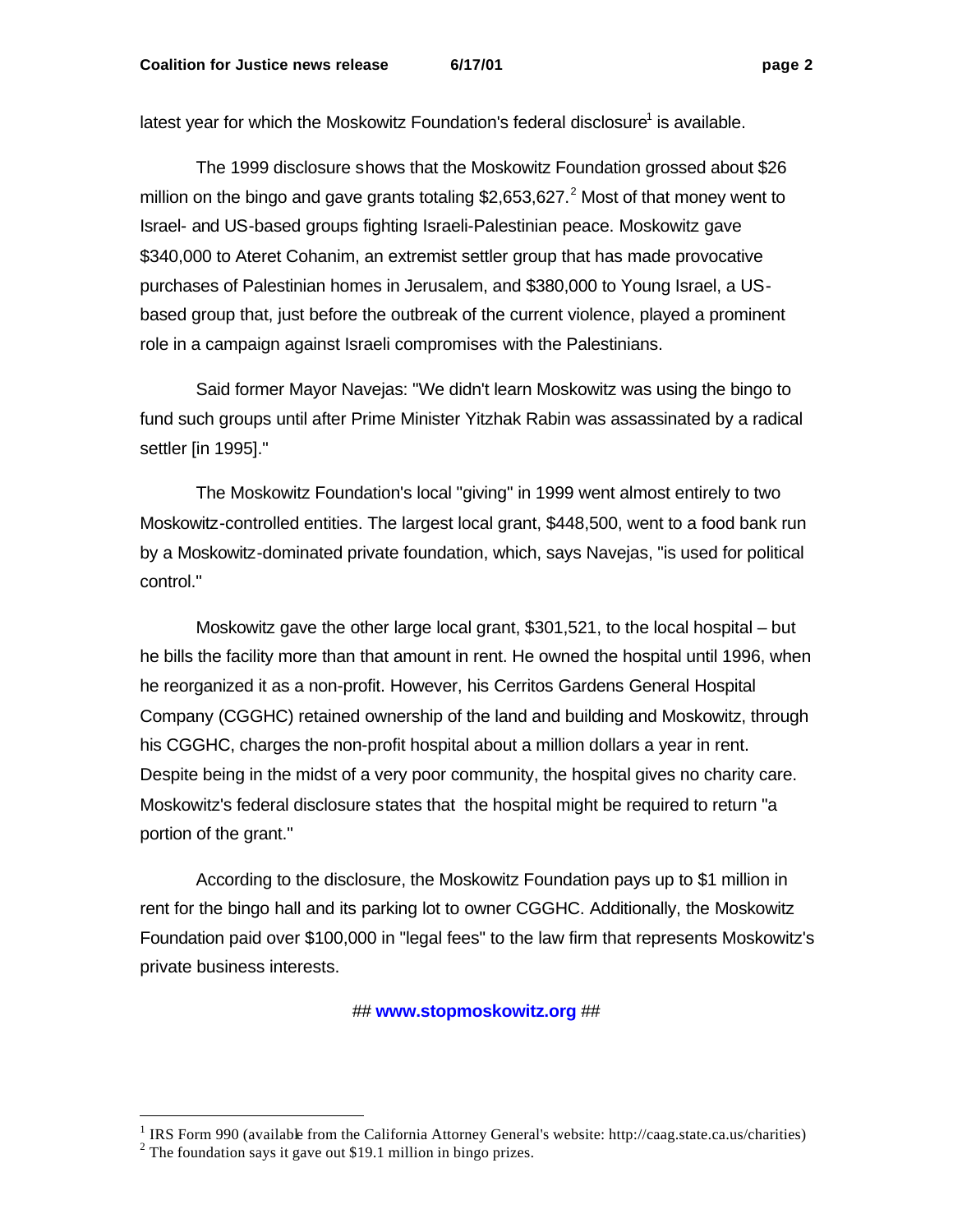latest year for which the Moskowitz Foundation's federal disclosure[1] is available.

The 1999 disclosure shows that the Moskowitz Foundation grossed about $26 million on the bingo and gave grants totaling $2,653,627.[2] Most of that money went to Israel- and US-based groups fighting Israeli-Palestinian peace. Moskowitz gave $340,000 to Ateret Cohanim, an extremist settler group that has made provocative purchases of Palestinian homes in Jerusalem, and $380,000 to Young Israel, a US-based group that, just before the outbreak of the current violence, played a prominent role in a campaign against Israeli compromises with the Palestinians.

Said former Mayor Navejas: "We didn't learn Moskowitz was using the bingo to fund such groups until after Prime Minister Yitzhak Rabin was assassinated by a radical settler [in 1995]."

The Moskowitz Foundation's local "giving" in 1999 went almost entirely to two Moskowitz-controlled entities. The largest local grant, $448,500, went to a food bank run by a Moskowitz-dominated private foundation, which, says Navejas, "is used for political control."

Moskowitz gave the other large local grant, $301,521, to the local hospital – but he bills the facility more than that amount in rent. He owned the hospital until 1996, when he reorganized it as a non-profit. However, his Cerritos Gardens General Hospital Company (CGGHC) retained ownership of the land and building and Moskowitz, through his CGGHC, charges the non-profit hospital about a million dollars a year in rent. Despite being in the midst of a very poor community, the hospital gives no charity care. Moskowitz's federal disclosure states that the hospital might be required to return "a portion of the grant."

According to the disclosure, the Moskowitz Foundation pays up to $1 million in rent for the bingo hall and its parking lot to owner CGGHC. Additionally, the Moskowitz Foundation paid over $100,000 in "legal fees" to the law firm that represents Moskowitz's private business interests.

## **www.stopmoskowitz.org** ##

---

[1] IRS Form 990 (available from the California Attorney General's website: http://caag.state.ca.us/charities)

[2] The foundation says it gave out $19.1 million in bingo prizes.